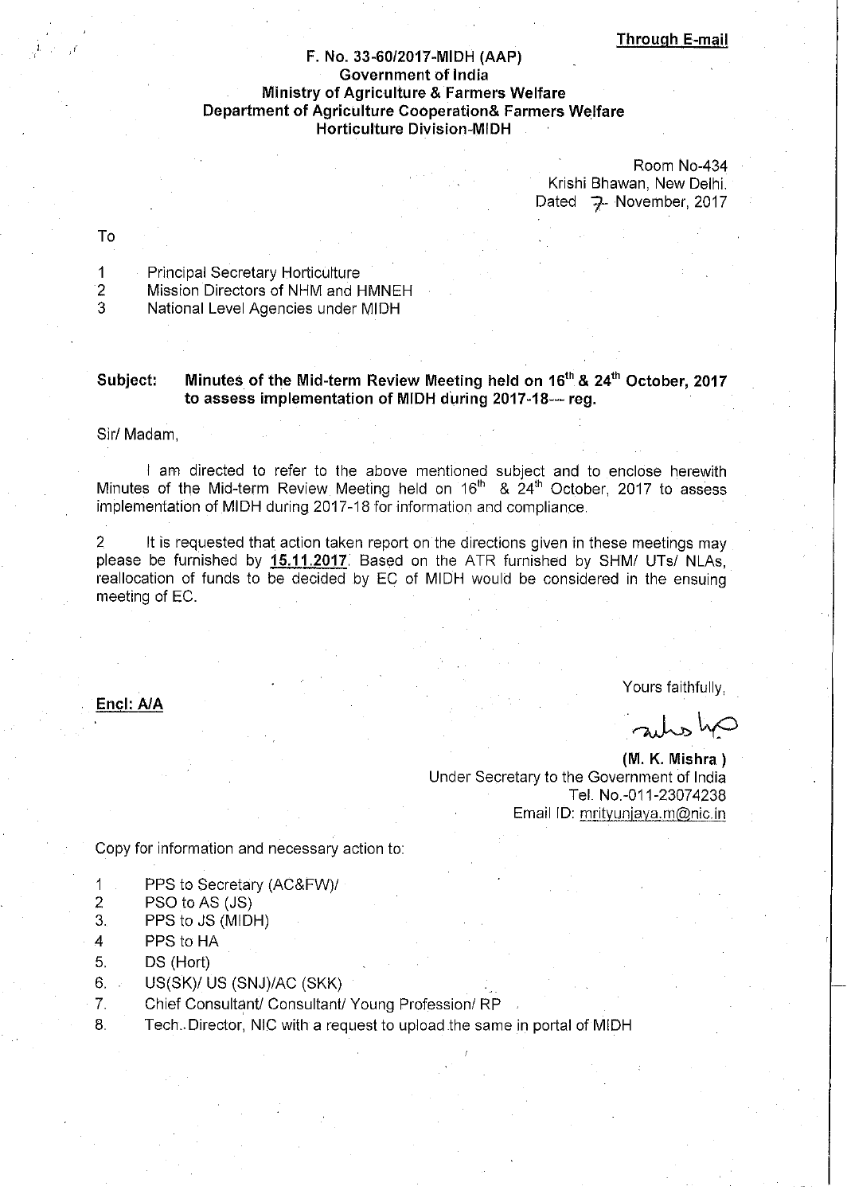**Through E-mail**

**F. No. 33-60/2017-MIDH (AAP)**
**Government of India**
**Ministry of Agriculture & Farmers Welfare**
**Department of Agriculture Cooperation& Farmers Welfare**
**Horticulture Division-MIDH**

Room No-434
Krishi Bhawan, New Delhi.
Dated 7- November, 2017

To

1. Principal Secretary Horticulture
2. Mission Directors of NHM and HMNEH
3. National Level Agencies under MIDH

**Subject: Minutes of the Mid-term Review Meeting held on 16th & 24th October, 2017 to assess implementation of MIDH during 2017-18--- reg.**

Sir/ Madam,

I am directed to refer to the above mentioned subject and to enclose herewith Minutes of the Mid-term Review Meeting held on 16th & 24th October, 2017 to assess implementation of MIDH during 2017-18 for information and compliance.

2 It is requested that action taken report on the directions given in these meetings may please be furnished by **15.11.2017**. Based on the ATR furnished by SHM/ UTs/ NLAs, reallocation of funds to be decided by EC of MIDH would be considered in the ensuing meeting of EC.

**Encl: A/A**

Yours faithfully,

**(M. K. Mishra )**
Under Secretary to the Government of India
Tel. No.-011-23074238
Email ID: mrityunjaya.m@nic.in

Copy for information and necessary action to:

1. PPS to Secretary (AC&FW)/
2. PSO to AS (JS)
3. PPS to JS (MIDH)
4. PPS to HA
5. DS (Hort)
6. US(SK)/ US (SNJ)/AC (SKK)
7. Chief Consultant/ Consultant/ Young Profession/ RP
8. Tech. Director, NIC with a request to upload the same in portal of MIDH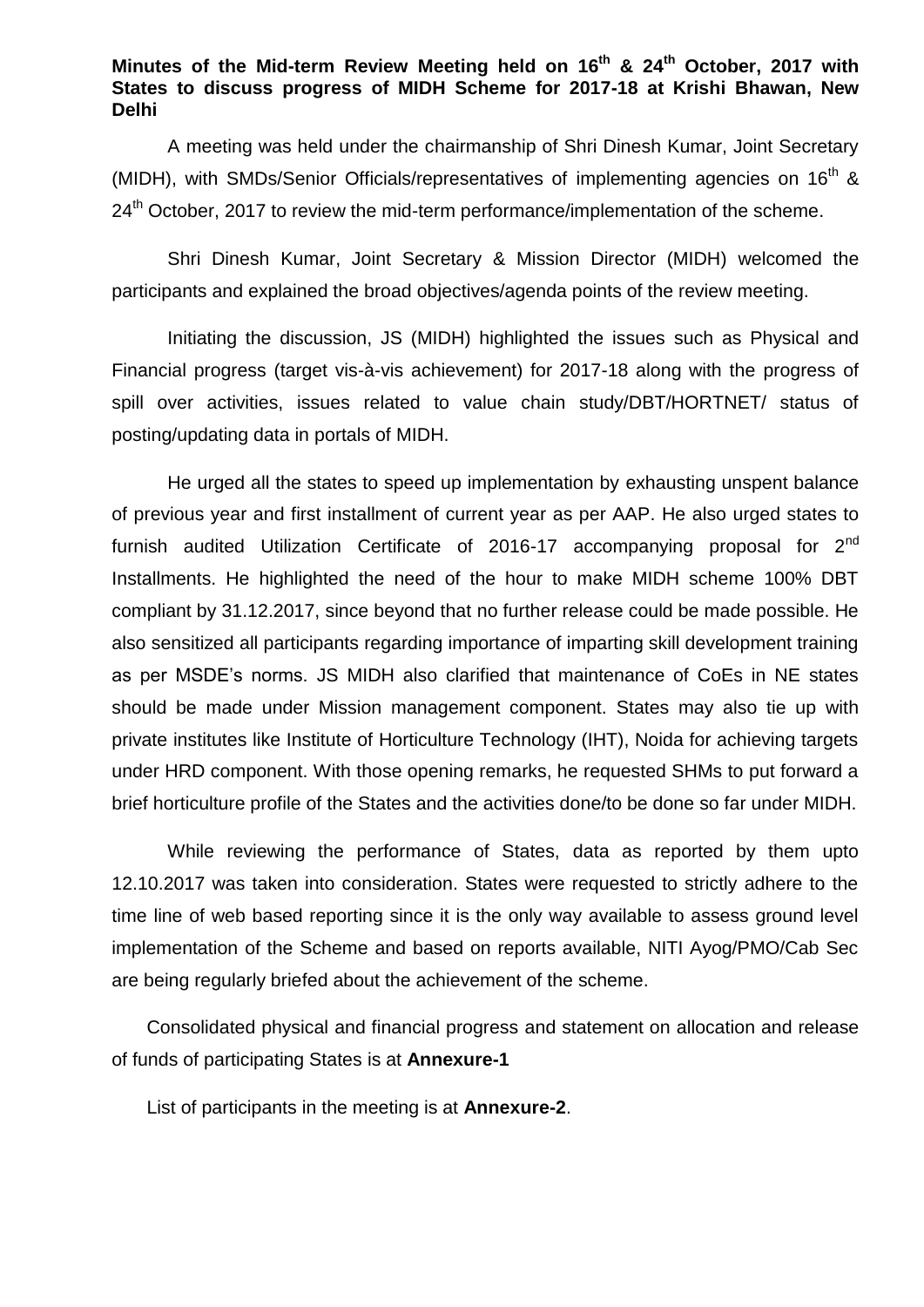**Minutes of the Mid-term Review Meeting held on 16th & 24th October, 2017 with States to discuss progress of MIDH Scheme for 2017-18 at Krishi Bhawan, New Delhi**

A meeting was held under the chairmanship of Shri Dinesh Kumar, Joint Secretary (MIDH), with SMDs/Senior Officials/representatives of implementing agencies on 16th & 24th October, 2017 to review the mid-term performance/implementation of the scheme.

Shri Dinesh Kumar, Joint Secretary & Mission Director (MIDH) welcomed the participants and explained the broad objectives/agenda points of the review meeting.

Initiating the discussion, JS (MIDH) highlighted the issues such as Physical and Financial progress (target vis-à-vis achievement) for 2017-18 along with the progress of spill over activities, issues related to value chain study/DBT/HORTNET/ status of posting/updating data in portals of MIDH.

He urged all the states to speed up implementation by exhausting unspent balance of previous year and first installment of current year as per AAP. He also urged states to furnish audited Utilization Certificate of 2016-17 accompanying proposal for 2nd Installments. He highlighted the need of the hour to make MIDH scheme 100% DBT compliant by 31.12.2017, since beyond that no further release could be made possible. He also sensitized all participants regarding importance of imparting skill development training as per MSDE's norms. JS MIDH also clarified that maintenance of CoEs in NE states should be made under Mission management component. States may also tie up with private institutes like Institute of Horticulture Technology (IHT), Noida for achieving targets under HRD component. With those opening remarks, he requested SHMs to put forward a brief horticulture profile of the States and the activities done/to be done so far under MIDH.

While reviewing the performance of States, data as reported by them upto 12.10.2017 was taken into consideration. States were requested to strictly adhere to the time line of web based reporting since it is the only way available to assess ground level implementation of the Scheme and based on reports available, NITI Ayog/PMO/Cab Sec are being regularly briefed about the achievement of the scheme.

Consolidated physical and financial progress and statement on allocation and release of funds of participating States is at **Annexure-1**

List of participants in the meeting is at **Annexure-2**.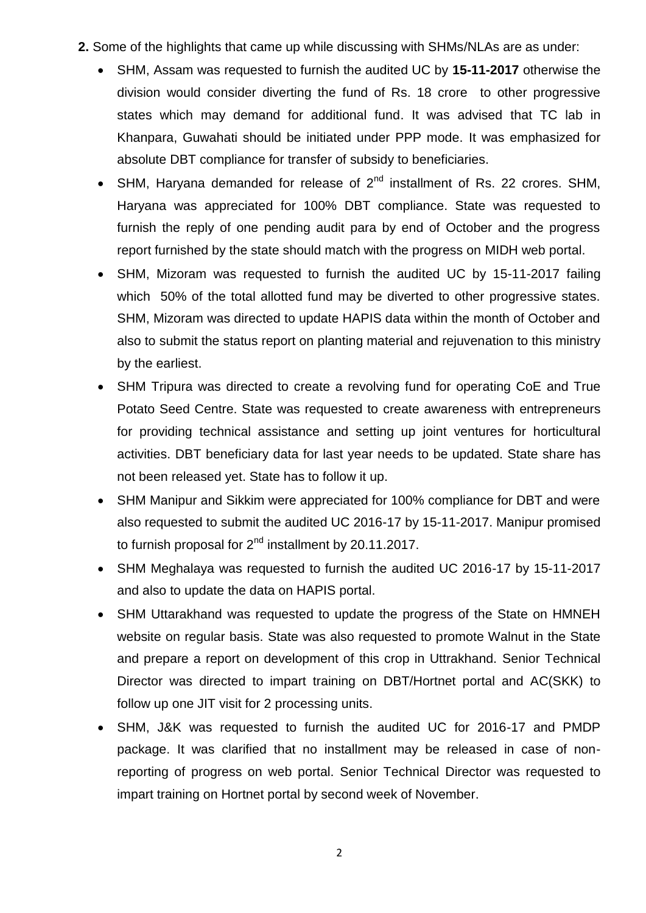**2.** Some of the highlights that came up while discussing with SHMs/NLAs are as under:

- SHM, Assam was requested to furnish the audited UC by **15-11-2017** otherwise the division would consider diverting the fund of Rs. 18 crore to other progressive states which may demand for additional fund. It was advised that TC lab in Khanpara, Guwahati should be initiated under PPP mode. It was emphasized for absolute DBT compliance for transfer of subsidy to beneficiaries.
- SHM, Haryana demanded for release of 2nd installment of Rs. 22 crores. SHM, Haryana was appreciated for 100% DBT compliance. State was requested to furnish the reply of one pending audit para by end of October and the progress report furnished by the state should match with the progress on MIDH web portal.
- SHM, Mizoram was requested to furnish the audited UC by 15-11-2017 failing which 50% of the total allotted fund may be diverted to other progressive states. SHM, Mizoram was directed to update HAPIS data within the month of October and also to submit the status report on planting material and rejuvenation to this ministry by the earliest.
- SHM Tripura was directed to create a revolving fund for operating CoE and True Potato Seed Centre. State was requested to create awareness with entrepreneurs for providing technical assistance and setting up joint ventures for horticultural activities. DBT beneficiary data for last year needs to be updated. State share has not been released yet. State has to follow it up.
- SHM Manipur and Sikkim were appreciated for 100% compliance for DBT and were also requested to submit the audited UC 2016-17 by 15-11-2017. Manipur promised to furnish proposal for 2nd installment by 20.11.2017.
- SHM Meghalaya was requested to furnish the audited UC 2016-17 by 15-11-2017 and also to update the data on HAPIS portal.
- SHM Uttarakhand was requested to update the progress of the State on HMNEH website on regular basis. State was also requested to promote Walnut in the State and prepare a report on development of this crop in Uttrakhand. Senior Technical Director was directed to impart training on DBT/Hortnet portal and AC(SKK) to follow up one JIT visit for 2 processing units.
- SHM, J&K was requested to furnish the audited UC for 2016-17 and PMDP package. It was clarified that no installment may be released in case of non-reporting of progress on web portal. Senior Technical Director was requested to impart training on Hortnet portal by second week of November.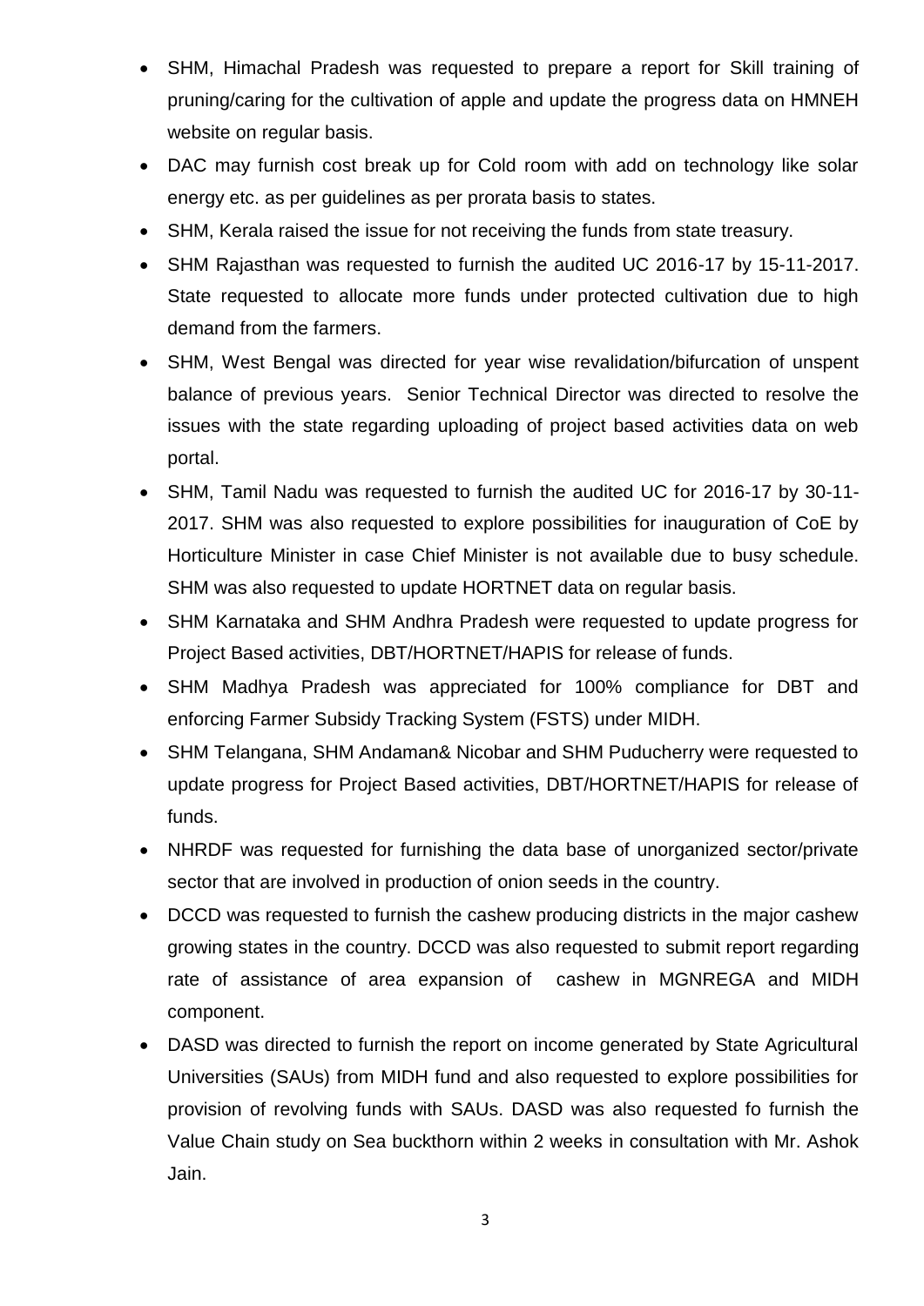- SHM, Himachal Pradesh was requested to prepare a report for Skill training of pruning/caring for the cultivation of apple and update the progress data on HMNEH website on regular basis.
- DAC may furnish cost break up for Cold room with add on technology like solar energy etc. as per guidelines as per prorata basis to states.
- SHM, Kerala raised the issue for not receiving the funds from state treasury.
- SHM Rajasthan was requested to furnish the audited UC 2016-17 by 15-11-2017. State requested to allocate more funds under protected cultivation due to high demand from the farmers.
- SHM, West Bengal was directed for year wise revalidation/bifurcation of unspent balance of previous years. Senior Technical Director was directed to resolve the issues with the state regarding uploading of project based activities data on web portal.
- SHM, Tamil Nadu was requested to furnish the audited UC for 2016-17 by 30-11-2017. SHM was also requested to explore possibilities for inauguration of CoE by Horticulture Minister in case Chief Minister is not available due to busy schedule. SHM was also requested to update HORTNET data on regular basis.
- SHM Karnataka and SHM Andhra Pradesh were requested to update progress for Project Based activities, DBT/HORTNET/HAPIS for release of funds.
- SHM Madhya Pradesh was appreciated for 100% compliance for DBT and enforcing Farmer Subsidy Tracking System (FSTS) under MIDH.
- SHM Telangana, SHM Andaman& Nicobar and SHM Puducherry were requested to update progress for Project Based activities, DBT/HORTNET/HAPIS for release of funds.
- NHRDF was requested for furnishing the data base of unorganized sector/private sector that are involved in production of onion seeds in the country.
- DCCD was requested to furnish the cashew producing districts in the major cashew growing states in the country. DCCD was also requested to submit report regarding rate of assistance of area expansion of cashew in MGNREGA and MIDH component.
- DASD was directed to furnish the report on income generated by State Agricultural Universities (SAUs) from MIDH fund and also requested to explore possibilities for provision of revolving funds with SAUs. DASD was also requested fo furnish the Value Chain study on Sea buckthorn within 2 weeks in consultation with Mr. Ashok Jain.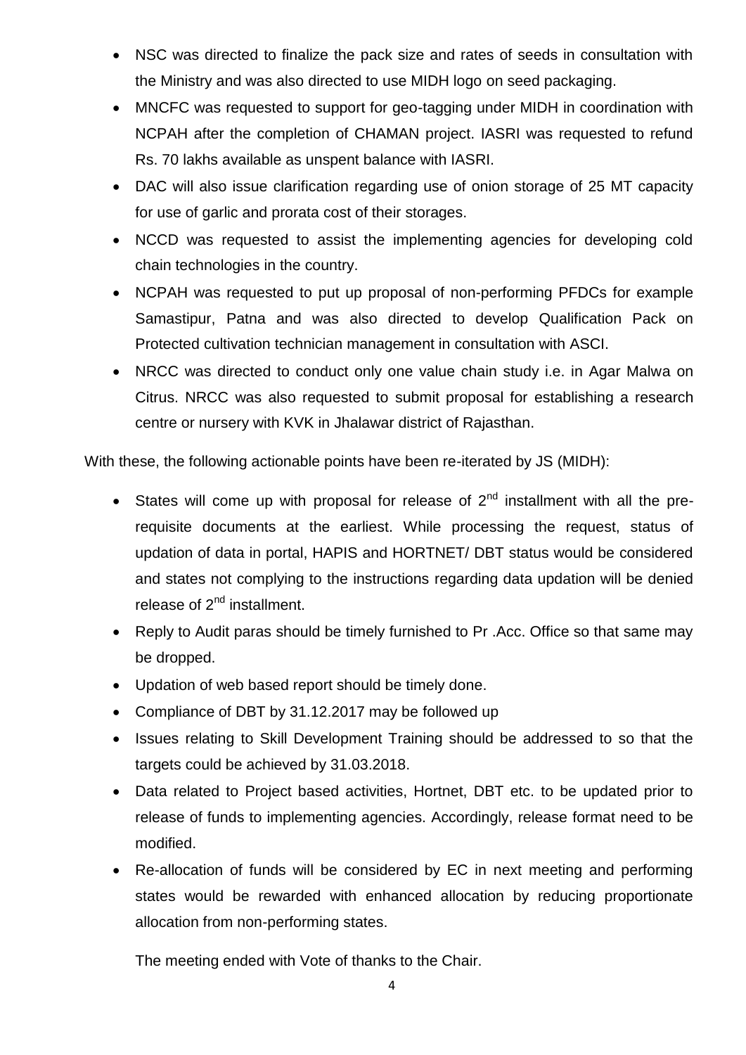- NSC was directed to finalize the pack size and rates of seeds in consultation with the Ministry and was also directed to use MIDH logo on seed packaging.
- MNCFC was requested to support for geo-tagging under MIDH in coordination with NCPAH after the completion of CHAMAN project. IASRI was requested to refund Rs. 70 lakhs available as unspent balance with IASRI.
- DAC will also issue clarification regarding use of onion storage of 25 MT capacity for use of garlic and prorata cost of their storages.
- NCCD was requested to assist the implementing agencies for developing cold chain technologies in the country.
- NCPAH was requested to put up proposal of non-performing PFDCs for example Samastipur, Patna and was also directed to develop Qualification Pack on Protected cultivation technician management in consultation with ASCI.
- NRCC was directed to conduct only one value chain study i.e. in Agar Malwa on Citrus. NRCC was also requested to submit proposal for establishing a research centre or nursery with KVK in Jhalawar district of Rajasthan.

With these, the following actionable points have been re-iterated by JS (MIDH):

- States will come up with proposal for release of 2nd installment with all the pre-requisite documents at the earliest. While processing the request, status of updation of data in portal, HAPIS and HORTNET/ DBT status would be considered and states not complying to the instructions regarding data updation will be denied release of 2nd installment.
- Reply to Audit paras should be timely furnished to Pr .Acc. Office so that same may be dropped.
- Updation of web based report should be timely done.
- Compliance of DBT by 31.12.2017 may be followed up
- Issues relating to Skill Development Training should be addressed to so that the targets could be achieved by 31.03.2018.
- Data related to Project based activities, Hortnet, DBT etc. to be updated prior to release of funds to implementing agencies. Accordingly, release format need to be modified.
- Re-allocation of funds will be considered by EC in next meeting and performing states would be rewarded with enhanced allocation by reducing proportionate allocation from non-performing states.

The meeting ended with Vote of thanks to the Chair.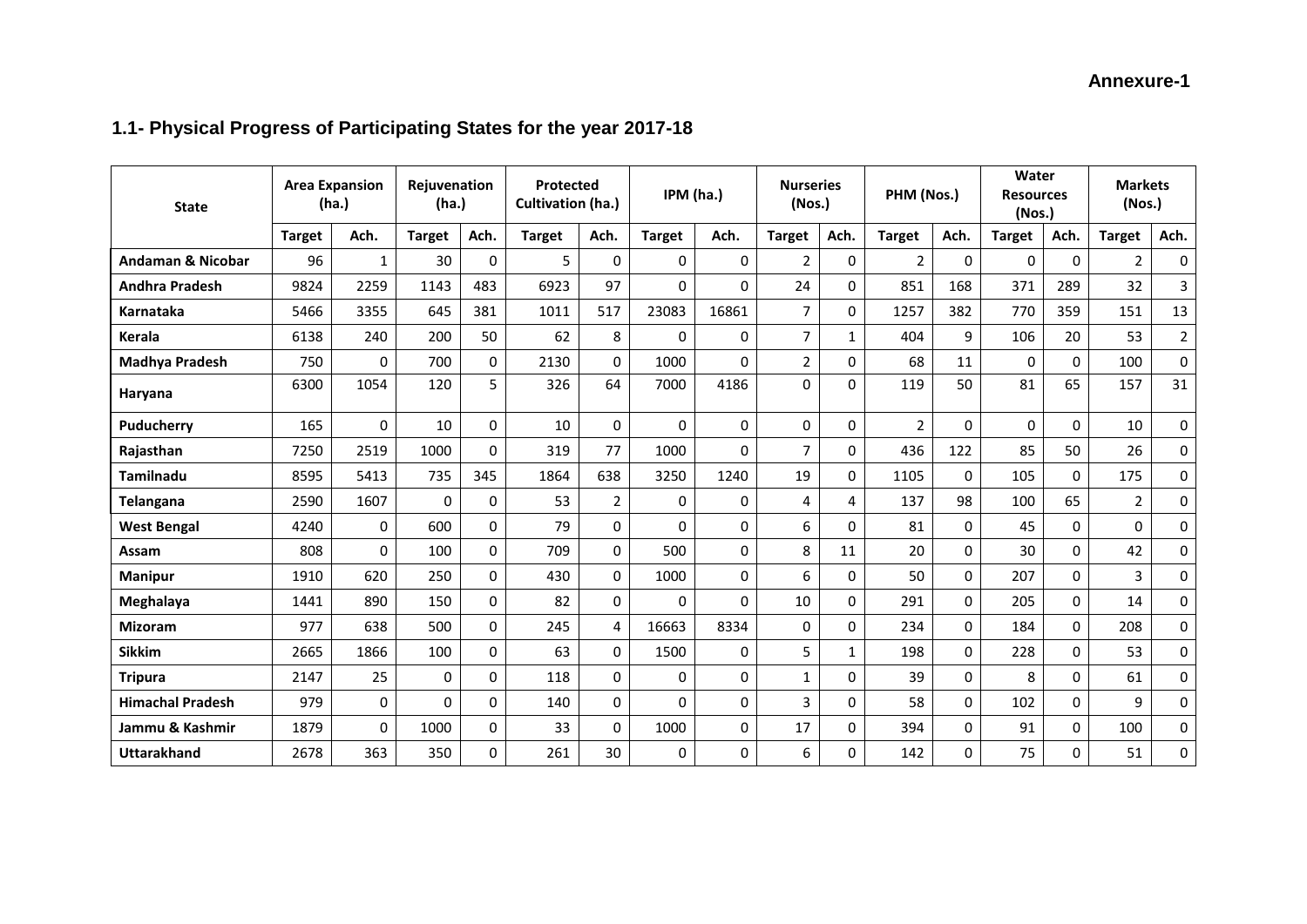**Annexure-1**

## 1.1- Physical Progress of Participating States for the year 2017-18

| State | Area Expansion (ha.) | | Rejuvenation (ha.) | | Protected Cultivation (ha.) | | IPM (ha.) | | Nurseries (Nos.) | | PHM (Nos.) | | Water Resources (Nos.) | | Markets (Nos.) | |
|---|---|---|---|---|---|---|---|---|---|---|---|---|---|---|---|---|
| | Target | Ach. | Target | Ach. | Target | Ach. | Target | Ach. | Target | Ach. | Target | Ach. | Target | Ach. | Target | Ach. |
| **Andaman & Nicobar** | 96 | 1 | 30 | 0 | 5 | 0 | 0 | 0 | 2 | 0 | 2 | 0 | 0 | 0 | 2 | 0 |
| **Andhra Pradesh** | 9824 | 2259 | 1143 | 483 | 6923 | 97 | 0 | 0 | 24 | 0 | 851 | 168 | 371 | 289 | 32 | 3 |
| **Karnataka** | 5466 | 3355 | 645 | 381 | 1011 | 517 | 23083 | 16861 | 7 | 0 | 1257 | 382 | 770 | 359 | 151 | 13 |
| **Kerala** | 6138 | 240 | 200 | 50 | 62 | 8 | 0 | 0 | 7 | 1 | 404 | 9 | 106 | 20 | 53 | 2 |
| **Madhya Pradesh** | 750 | 0 | 700 | 0 | 2130 | 0 | 1000 | 0 | 2 | 0 | 68 | 11 | 0 | 0 | 100 | 0 |
| **Haryana** | 6300 | 1054 | 120 | 5 | 326 | 64 | 7000 | 4186 | 0 | 0 | 119 | 50 | 81 | 65 | 157 | 31 |
| **Puducherry** | 165 | 0 | 10 | 0 | 10 | 0 | 0 | 0 | 0 | 0 | 2 | 0 | 0 | 0 | 10 | 0 |
| **Rajasthan** | 7250 | 2519 | 1000 | 0 | 319 | 77 | 1000 | 0 | 7 | 0 | 436 | 122 | 85 | 50 | 26 | 0 |
| **Tamilnadu** | 8595 | 5413 | 735 | 345 | 1864 | 638 | 3250 | 1240 | 19 | 0 | 1105 | 0 | 105 | 0 | 175 | 0 |
| **Telangana** | 2590 | 1607 | 0 | 0 | 53 | 2 | 0 | 0 | 4 | 4 | 137 | 98 | 100 | 65 | 2 | 0 |
| **West Bengal** | 4240 | 0 | 600 | 0 | 79 | 0 | 0 | 0 | 6 | 0 | 81 | 0 | 45 | 0 | 0 | 0 |
| **Assam** | 808 | 0 | 100 | 0 | 709 | 0 | 500 | 0 | 8 | 11 | 20 | 0 | 30 | 0 | 42 | 0 |
| **Manipur** | 1910 | 620 | 250 | 0 | 430 | 0 | 1000 | 0 | 6 | 0 | 50 | 0 | 207 | 0 | 3 | 0 |
| **Meghalaya** | 1441 | 890 | 150 | 0 | 82 | 0 | 0 | 0 | 10 | 0 | 291 | 0 | 205 | 0 | 14 | 0 |
| **Mizoram** | 977 | 638 | 500 | 0 | 245 | 4 | 16663 | 8334 | 0 | 0 | 234 | 0 | 184 | 0 | 208 | 0 |
| **Sikkim** | 2665 | 1866 | 100 | 0 | 63 | 0 | 1500 | 0 | 5 | 1 | 198 | 0 | 228 | 0 | 53 | 0 |
| **Tripura** | 2147 | 25 | 0 | 0 | 118 | 0 | 0 | 0 | 1 | 0 | 39 | 0 | 8 | 0 | 61 | 0 |
| **Himachal Pradesh** | 979 | 0 | 0 | 0 | 140 | 0 | 0 | 0 | 3 | 0 | 58 | 0 | 102 | 0 | 9 | 0 |
| **Jammu & Kashmir** | 1879 | 0 | 1000 | 0 | 33 | 0 | 1000 | 0 | 17 | 0 | 394 | 0 | 91 | 0 | 100 | 0 |
| **Uttarakhand** | 2678 | 363 | 350 | 0 | 261 | 30 | 0 | 0 | 6 | 0 | 142 | 0 | 75 | 0 | 51 | 0 |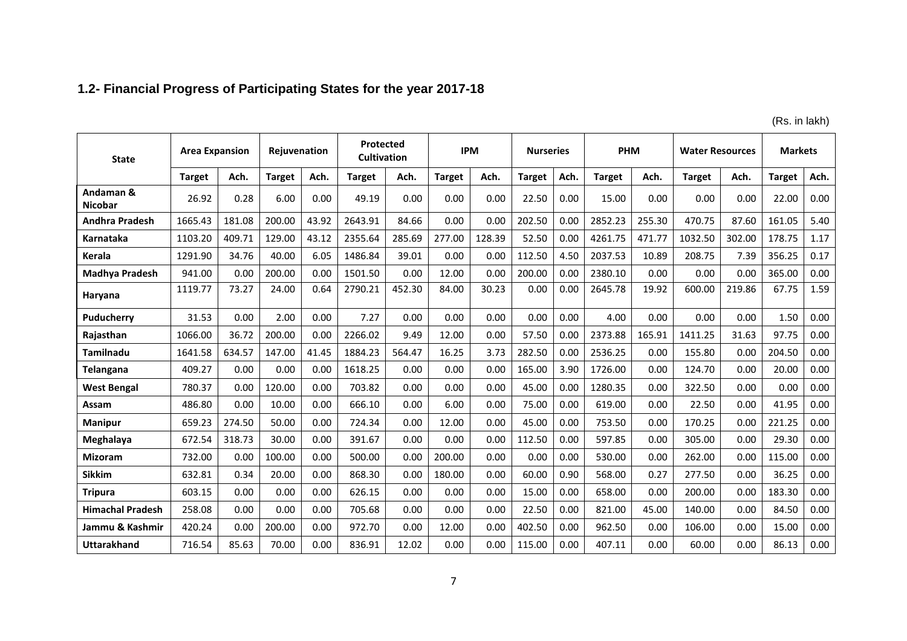### 1.2- Financial Progress of Participating States for the year 2017-18

(Rs. in lakh)

| State | Area Expansion | | Rejuvenation | | Protected Cultivation | | IPM | | Nurseries | | PHM | | Water Resources | | Markets | |
|---|---|---|---|---|---|---|---|---|---|---|---|---|---|---|---|---|
| | Target | Ach. | Target | Ach. | Target | Ach. | Target | Ach. | Target | Ach. | Target | Ach. | Target | Ach. | Target | Ach. |
| Andaman & Nicobar | 26.92 | 0.28 | 6.00 | 0.00 | 49.19 | 0.00 | 0.00 | 0.00 | 22.50 | 0.00 | 15.00 | 0.00 | 0.00 | 0.00 | 22.00 | 0.00 |
| Andhra Pradesh | 1665.43 | 181.08 | 200.00 | 43.92 | 2643.91 | 84.66 | 0.00 | 0.00 | 202.50 | 0.00 | 2852.23 | 255.30 | 470.75 | 87.60 | 161.05 | 5.40 |
| Karnataka | 1103.20 | 409.71 | 129.00 | 43.12 | 2355.64 | 285.69 | 277.00 | 128.39 | 52.50 | 0.00 | 4261.75 | 471.77 | 1032.50 | 302.00 | 178.75 | 1.17 |
| Kerala | 1291.90 | 34.76 | 40.00 | 6.05 | 1486.84 | 39.01 | 0.00 | 0.00 | 112.50 | 4.50 | 2037.53 | 10.89 | 208.75 | 7.39 | 356.25 | 0.17 |
| Madhya Pradesh | 941.00 | 0.00 | 200.00 | 0.00 | 1501.50 | 0.00 | 12.00 | 0.00 | 200.00 | 0.00 | 2380.10 | 0.00 | 0.00 | 0.00 | 365.00 | 0.00 |
| Haryana | 1119.77 | 73.27 | 24.00 | 0.64 | 2790.21 | 452.30 | 84.00 | 30.23 | 0.00 | 0.00 | 2645.78 | 19.92 | 600.00 | 219.86 | 67.75 | 1.59 |
| Puducherry | 31.53 | 0.00 | 2.00 | 0.00 | 7.27 | 0.00 | 0.00 | 0.00 | 0.00 | 0.00 | 4.00 | 0.00 | 0.00 | 0.00 | 1.50 | 0.00 |
| Rajasthan | 1066.00 | 36.72 | 200.00 | 0.00 | 2266.02 | 9.49 | 12.00 | 0.00 | 57.50 | 0.00 | 2373.88 | 165.91 | 1411.25 | 31.63 | 97.75 | 0.00 |
| Tamilnadu | 1641.58 | 634.57 | 147.00 | 41.45 | 1884.23 | 564.47 | 16.25 | 3.73 | 282.50 | 0.00 | 2536.25 | 0.00 | 155.80 | 0.00 | 204.50 | 0.00 |
| Telangana | 409.27 | 0.00 | 0.00 | 0.00 | 1618.25 | 0.00 | 0.00 | 0.00 | 165.00 | 3.90 | 1726.00 | 0.00 | 124.70 | 0.00 | 20.00 | 0.00 |
| West Bengal | 780.37 | 0.00 | 120.00 | 0.00 | 703.82 | 0.00 | 0.00 | 0.00 | 45.00 | 0.00 | 1280.35 | 0.00 | 322.50 | 0.00 | 0.00 | 0.00 |
| Assam | 486.80 | 0.00 | 10.00 | 0.00 | 666.10 | 0.00 | 6.00 | 0.00 | 75.00 | 0.00 | 619.00 | 0.00 | 22.50 | 0.00 | 41.95 | 0.00 |
| Manipur | 659.23 | 274.50 | 50.00 | 0.00 | 724.34 | 0.00 | 12.00 | 0.00 | 45.00 | 0.00 | 753.50 | 0.00 | 170.25 | 0.00 | 221.25 | 0.00 |
| Meghalaya | 672.54 | 318.73 | 30.00 | 0.00 | 391.67 | 0.00 | 0.00 | 0.00 | 112.50 | 0.00 | 597.85 | 0.00 | 305.00 | 0.00 | 29.30 | 0.00 |
| Mizoram | 732.00 | 0.00 | 100.00 | 0.00 | 500.00 | 0.00 | 200.00 | 0.00 | 0.00 | 0.00 | 530.00 | 0.00 | 262.00 | 0.00 | 115.00 | 0.00 |
| Sikkim | 632.81 | 0.34 | 20.00 | 0.00 | 868.30 | 0.00 | 180.00 | 0.00 | 60.00 | 0.90 | 568.00 | 0.27 | 277.50 | 0.00 | 36.25 | 0.00 |
| Tripura | 603.15 | 0.00 | 0.00 | 0.00 | 626.15 | 0.00 | 0.00 | 0.00 | 15.00 | 0.00 | 658.00 | 0.00 | 200.00 | 0.00 | 183.30 | 0.00 |
| Himachal Pradesh | 258.08 | 0.00 | 0.00 | 0.00 | 705.68 | 0.00 | 0.00 | 0.00 | 22.50 | 0.00 | 821.00 | 45.00 | 140.00 | 0.00 | 84.50 | 0.00 |
| Jammu & Kashmir | 420.24 | 0.00 | 200.00 | 0.00 | 972.70 | 0.00 | 12.00 | 0.00 | 402.50 | 0.00 | 962.50 | 0.00 | 106.00 | 0.00 | 15.00 | 0.00 |
| Uttarakhand | 716.54 | 85.63 | 70.00 | 0.00 | 836.91 | 12.02 | 0.00 | 0.00 | 115.00 | 0.00 | 407.11 | 0.00 | 60.00 | 0.00 | 86.13 | 0.00 |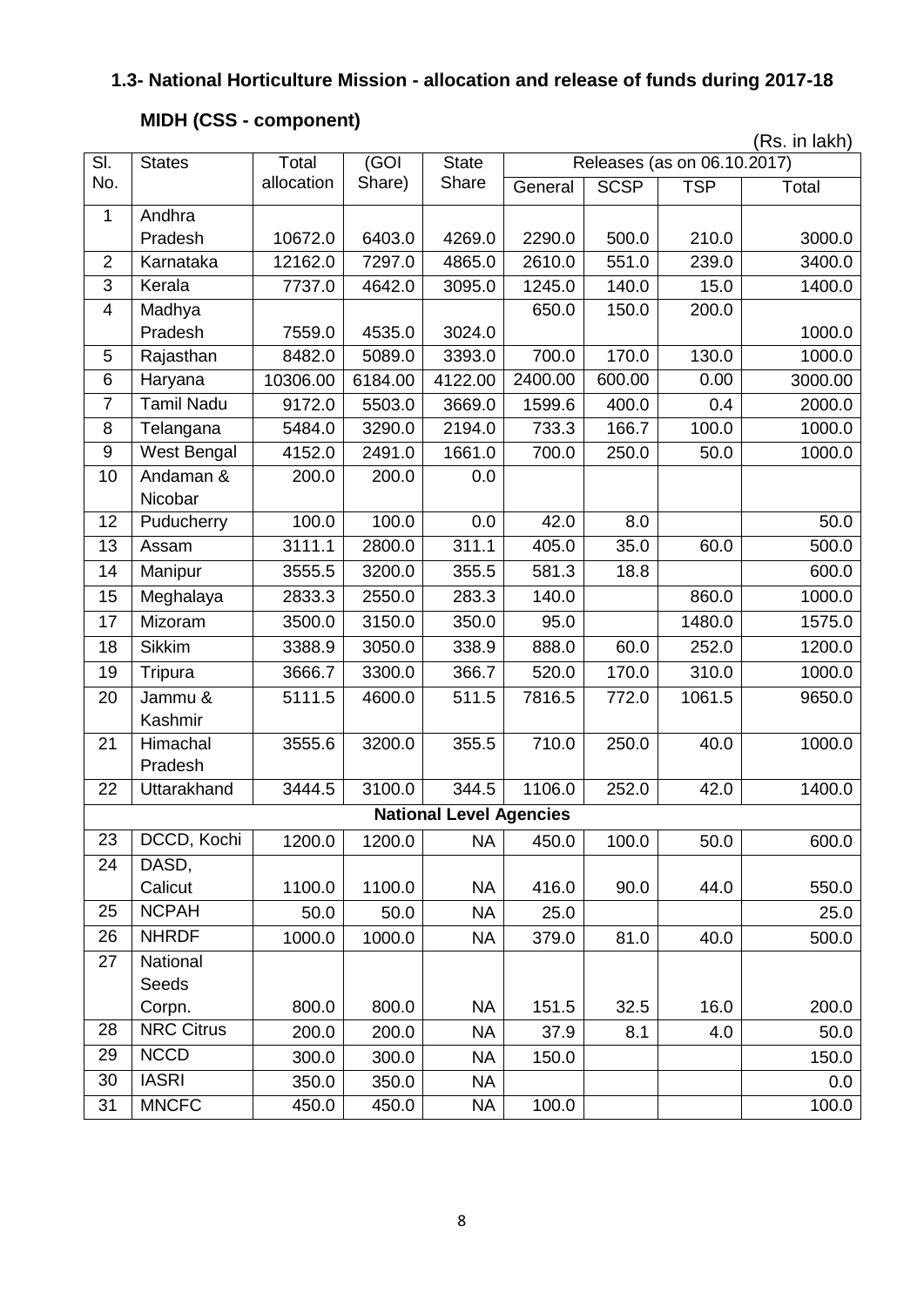### 1.3- National Horticulture Mission - allocation and release of funds during 2017-18

#### MIDH (CSS - component)

(Rs. in lakh)

| Sl. No. | States | Total allocation | (GOI Share) | State Share | Releases (as on 06.10.2017) | | | |
|---|---|---|---|---|---|---|---|---|
| | | | | | General | SCSP | TSP | Total |
| 1 | Andhra Pradesh | 10672.0 | 6403.0 | 4269.0 | 2290.0 | 500.0 | 210.0 | 3000.0 |
| 2 | Karnataka | 12162.0 | 7297.0 | 4865.0 | 2610.0 | 551.0 | 239.0 | 3400.0 |
| 3 | Kerala | 7737.0 | 4642.0 | 3095.0 | 1245.0 | 140.0 | 15.0 | 1400.0 |
| 4 | Madhya Pradesh | 7559.0 | 4535.0 | 3024.0 | 650.0 | 150.0 | 200.0 | 1000.0 |
| 5 | Rajasthan | 8482.0 | 5089.0 | 3393.0 | 700.0 | 170.0 | 130.0 | 1000.0 |
| 6 | Haryana | 10306.00 | 6184.00 | 4122.00 | 2400.00 | 600.00 | 0.00 | 3000.00 |
| 7 | Tamil Nadu | 9172.0 | 5503.0 | 3669.0 | 1599.6 | 400.0 | 0.4 | 2000.0 |
| 8 | Telangana | 5484.0 | 3290.0 | 2194.0 | 733.3 | 166.7 | 100.0 | 1000.0 |
| 9 | West Bengal | 4152.0 | 2491.0 | 1661.0 | 700.0 | 250.0 | 50.0 | 1000.0 |
| 10 | Andaman & Nicobar | 200.0 | 200.0 | 0.0 | | | | |
| 12 | Puducherry | 100.0 | 100.0 | 0.0 | 42.0 | 8.0 | | 50.0 |
| 13 | Assam | 3111.1 | 2800.0 | 311.1 | 405.0 | 35.0 | 60.0 | 500.0 |
| 14 | Manipur | 3555.5 | 3200.0 | 355.5 | 581.3 | 18.8 | | 600.0 |
| 15 | Meghalaya | 2833.3 | 2550.0 | 283.3 | 140.0 | | 860.0 | 1000.0 |
| 17 | Mizoram | 3500.0 | 3150.0 | 350.0 | 95.0 | | 1480.0 | 1575.0 |
| 18 | Sikkim | 3388.9 | 3050.0 | 338.9 | 888.0 | 60.0 | 252.0 | 1200.0 |
| 19 | Tripura | 3666.7 | 3300.0 | 366.7 | 520.0 | 170.0 | 310.0 | 1000.0 |
| 20 | Jammu & Kashmir | 5111.5 | 4600.0 | 511.5 | 7816.5 | 772.0 | 1061.5 | 9650.0 |
| 21 | Himachal Pradesh | 3555.6 | 3200.0 | 355.5 | 710.0 | 250.0 | 40.0 | 1000.0 |
| 22 | Uttarakhand | 3444.5 | 3100.0 | 344.5 | 1106.0 | 252.0 | 42.0 | 1400.0 |
| | **National Level Agencies** | | | | | | | |
| 23 | DCCD, Kochi | 1200.0 | 1200.0 | NA | 450.0 | 100.0 | 50.0 | 600.0 |
| 24 | DASD, Calicut | 1100.0 | 1100.0 | NA | 416.0 | 90.0 | 44.0 | 550.0 |
| 25 | NCPAH | 50.0 | 50.0 | NA | 25.0 | | | 25.0 |
| 26 | NHRDF | 1000.0 | 1000.0 | NA | 379.0 | 81.0 | 40.0 | 500.0 |
| 27 | National Seeds Corpn. | 800.0 | 800.0 | NA | 151.5 | 32.5 | 16.0 | 200.0 |
| 28 | NRC Citrus | 200.0 | 200.0 | NA | 37.9 | 8.1 | 4.0 | 50.0 |
| 29 | NCCD | 300.0 | 300.0 | NA | 150.0 | | | 150.0 |
| 30 | IASRI | 350.0 | 350.0 | NA | | | | 0.0 |
| 31 | MNCFC | 450.0 | 450.0 | NA | 100.0 | | | 100.0 |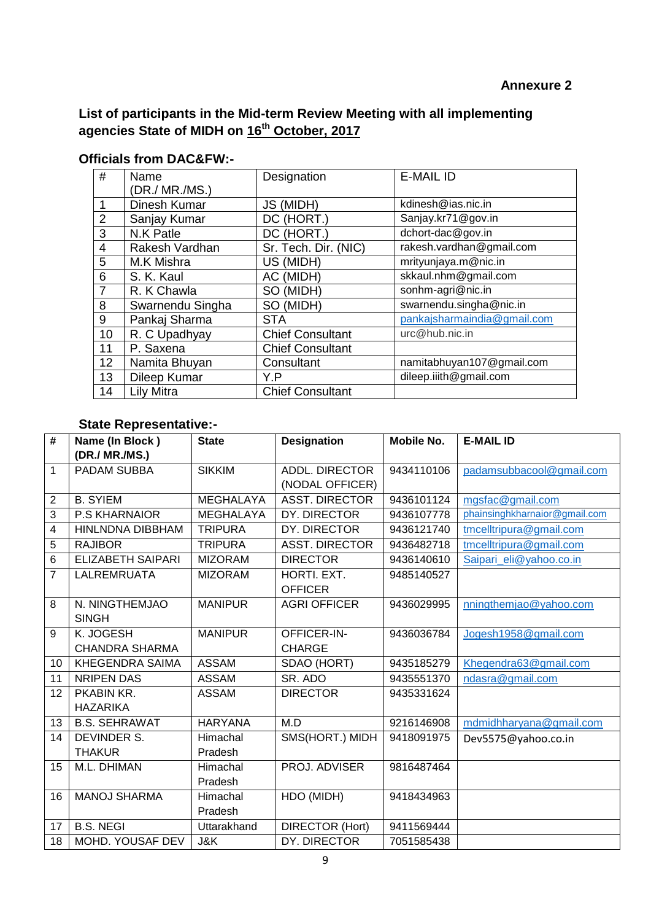**Annexure 2**

## List of participants in the Mid-term Review Meeting with all implementing agencies State of MIDH on 16th October, 2017

### Officials from DAC&FW:-

| # | Name (DR./ MR./MS.) | Designation | E-MAIL ID |
|---|---|---|---|
| 1 | Dinesh Kumar | JS (MIDH) | kdinesh@ias.nic.in |
| 2 | Sanjay Kumar | DC (HORT.) | Sanjay.kr71@gov.in |
| 3 | N.K Patle | DC (HORT.) | dchort-dac@gov.in |
| 4 | Rakesh Vardhan | Sr. Tech. Dir. (NIC) | rakesh.vardhan@gmail.com |
| 5 | M.K Mishra | US (MIDH) | mrityunjaya.m@nic.in |
| 6 | S. K. Kaul | AC (MIDH) | skkaul.nhm@gmail.com |
| 7 | R. K Chawla | SO (MIDH) | sonhm-agri@nic.in |
| 8 | Swarnendu Singha | SO (MIDH) | swarnendu.singha@nic.in |
| 9 | Pankaj Sharma | STA | pankajsharmaindia@gmail.com |
| 10 | R. C Upadhyay | Chief Consultant | urc@hub.nic.in |
| 11 | P. Saxena | Chief Consultant | |
| 12 | Namita Bhuyan | Consultant | namitabhuyan107@gmail.com |
| 13 | Dileep Kumar | Y.P | dileep.iiith@gmail.com |
| 14 | Lily Mitra | Chief Consultant | |

### State Representative:-

| # | Name (In Block ) (DR./ MR./MS.) | State | Designation | Mobile No. | E-MAIL ID |
|---|---|---|---|---|---|
| 1 | PADAM SUBBA | SIKKIM | ADDL. DIRECTOR (NODAL OFFICER) | 9434110106 | padamsubbacool@gmail.com |
| 2 | B. SYIEM | MEGHALAYA | ASST. DIRECTOR | 9436101124 | mgsfac@gmail.com |
| 3 | P.S KHARNAIOR | MEGHALAYA | DY. DIRECTOR | 9436107778 | phainsinghkharnaior@gmail.com |
| 4 | HINLNDNA DIBBHAM | TRIPURA | DY. DIRECTOR | 9436121740 | tmcelltripura@gmail.com |
| 5 | RAJIBOR | TRIPURA | ASST. DIRECTOR | 9436482718 | tmcelltripura@gmail.com |
| 6 | ELIZABETH SAIPARI | MIZORAM | DIRECTOR | 9436140610 | Saipari_eli@yahoo.co.in |
| 7 | LALREMRUATA | MIZORAM | HORTI. EXT. OFFICER | 9485140527 | |
| 8 | N. NINGTHEMJAO SINGH | MANIPUR | AGRI OFFICER | 9436029995 | nningthemjao@yahoo.com |
| 9 | K. JOGESH CHANDRA SHARMA | MANIPUR | OFFICER-IN-CHARGE | 9436036784 | Jogesh1958@gmail.com |
| 10 | KHEGENDRA SAIMA | ASSAM | SDAO (HORT) | 9435185279 | Khegendra63@gmail.com |
| 11 | NRIPEN DAS | ASSAM | SR. ADO | 9435551370 | ndasra@gmail.com |
| 12 | PKABIN KR. HAZARIKA | ASSAM | DIRECTOR | 9435331624 | |
| 13 | B.S. SEHRAWAT | HARYANA | M.D | 9216146908 | mdmidhharyana@gmail.com |
| 14 | DEVINDER S. THAKUR | Himachal Pradesh | SMS(HORT.) MIDH | 9418091975 | Dev5575@yahoo.co.in |
| 15 | M.L. DHIMAN | Himachal Pradesh | PROJ. ADVISER | 9816487464 | |
| 16 | MANOJ SHARMA | Himachal Pradesh | HDO (MIDH) | 9418434963 | |
| 17 | B.S. NEGI | Uttarakhand | DIRECTOR (Hort) | 9411569444 | |
| 18 | MOHD. YOUSAF DEV | J&K | DY. DIRECTOR | 7051585438 | |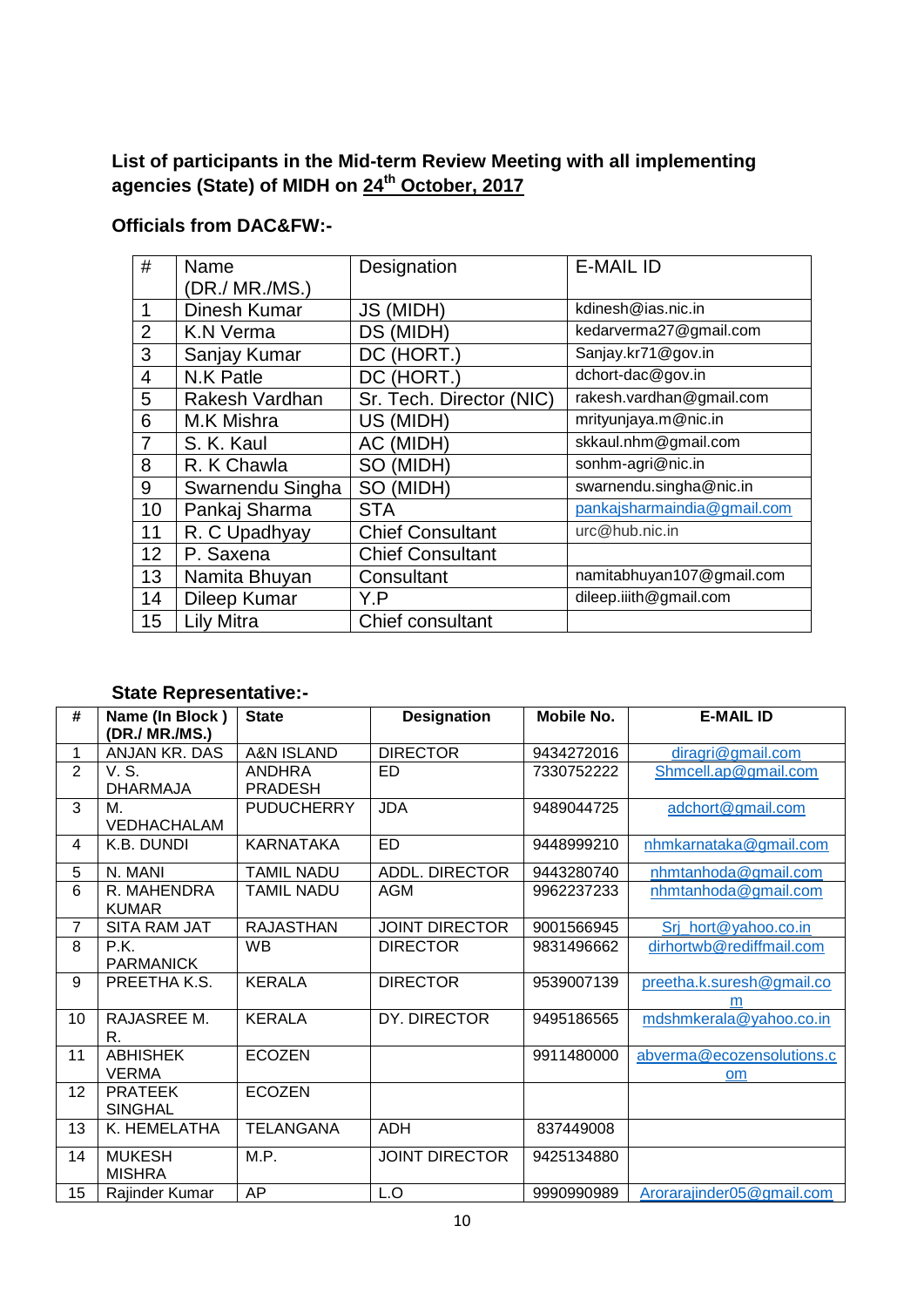**List of participants in the Mid-term Review Meeting with all implementing agencies (State) of MIDH on 24th October, 2017**

**Officials from DAC&FW:-**

| # | Name (DR./ MR./MS.) | Designation | E-MAIL ID |
|---|---|---|---|
| 1 | Dinesh Kumar | JS (MIDH) | kdinesh@ias.nic.in |
| 2 | K.N Verma | DS (MIDH) | kedarverma27@gmail.com |
| 3 | Sanjay Kumar | DC (HORT.) | Sanjay.kr71@gov.in |
| 4 | N.K Patle | DC (HORT.) | dchort-dac@gov.in |
| 5 | Rakesh Vardhan | Sr. Tech. Director (NIC) | rakesh.vardhan@gmail.com |
| 6 | M.K Mishra | US (MIDH) | mrityunjaya.m@nic.in |
| 7 | S. K. Kaul | AC (MIDH) | skkaul.nhm@gmail.com |
| 8 | R. K Chawla | SO (MIDH) | sonhm-agri@nic.in |
| 9 | Swarnendu Singha | SO (MIDH) | swarnendu.singha@nic.in |
| 10 | Pankaj Sharma | STA | pankajsharmaindia@gmail.com |
| 11 | R. C Upadhyay | Chief Consultant | urc@hub.nic.in |
| 12 | P. Saxena | Chief Consultant | |
| 13 | Namita Bhuyan | Consultant | namitabhuyan107@gmail.com |
| 14 | Dileep Kumar | Y.P | dileep.iiith@gmail.com |
| 15 | Lily Mitra | Chief consultant | |

**State Representative:-**

| # | Name (In Block ) (DR./ MR./MS.) | State | Designation | Mobile No. | E-MAIL ID |
|---|---|---|---|---|---|
| 1 | ANJAN KR. DAS | A&N ISLAND | DIRECTOR | 9434272016 | diragri@gmail.com |
| 2 | V. S. DHARMAJA | ANDHRA PRADESH | ED | 7330752222 | Shmcell.ap@gmail.com |
| 3 | M. VEDHACHALAM | PUDUCHERRY | JDA | 9489044725 | adchort@gmail.com |
| 4 | K.B. DUNDI | KARNATAKA | ED | 9448999210 | nhmkarnataka@gmail.com |
| 5 | N. MANI | TAMIL NADU | ADDL. DIRECTOR | 9443280740 | nhmtanhoda@gmail.com |
| 6 | R. MAHENDRA KUMAR | TAMIL NADU | AGM | 9962237233 | nhmtanhoda@gmail.com |
| 7 | SITA RAM JAT | RAJASTHAN | JOINT DIRECTOR | 9001566945 | Srj_hort@yahoo.co.in |
| 8 | P.K. PARMANICK | WB | DIRECTOR | 9831496662 | dirhortwb@rediffmail.com |
| 9 | PREETHA K.S. | KERALA | DIRECTOR | 9539007139 | preetha.k.suresh@gmail.com |
| 10 | RAJASREE M. R. | KERALA | DY. DIRECTOR | 9495186565 | mdshmkerala@yahoo.co.in |
| 11 | ABHISHEK VERMA | ECOZEN | | 9911480000 | abverma@ecozensolutions.com |
| 12 | PRATEEK SINGHAL | ECOZEN | | | |
| 13 | K. HEMELATHA | TELANGANA | ADH | 837449008 | |
| 14 | MUKESH MISHRA | M.P. | JOINT DIRECTOR | 9425134880 | |
| 15 | Rajinder Kumar | AP | L.O | 9990990989 | Arorarajinder05@gmail.com |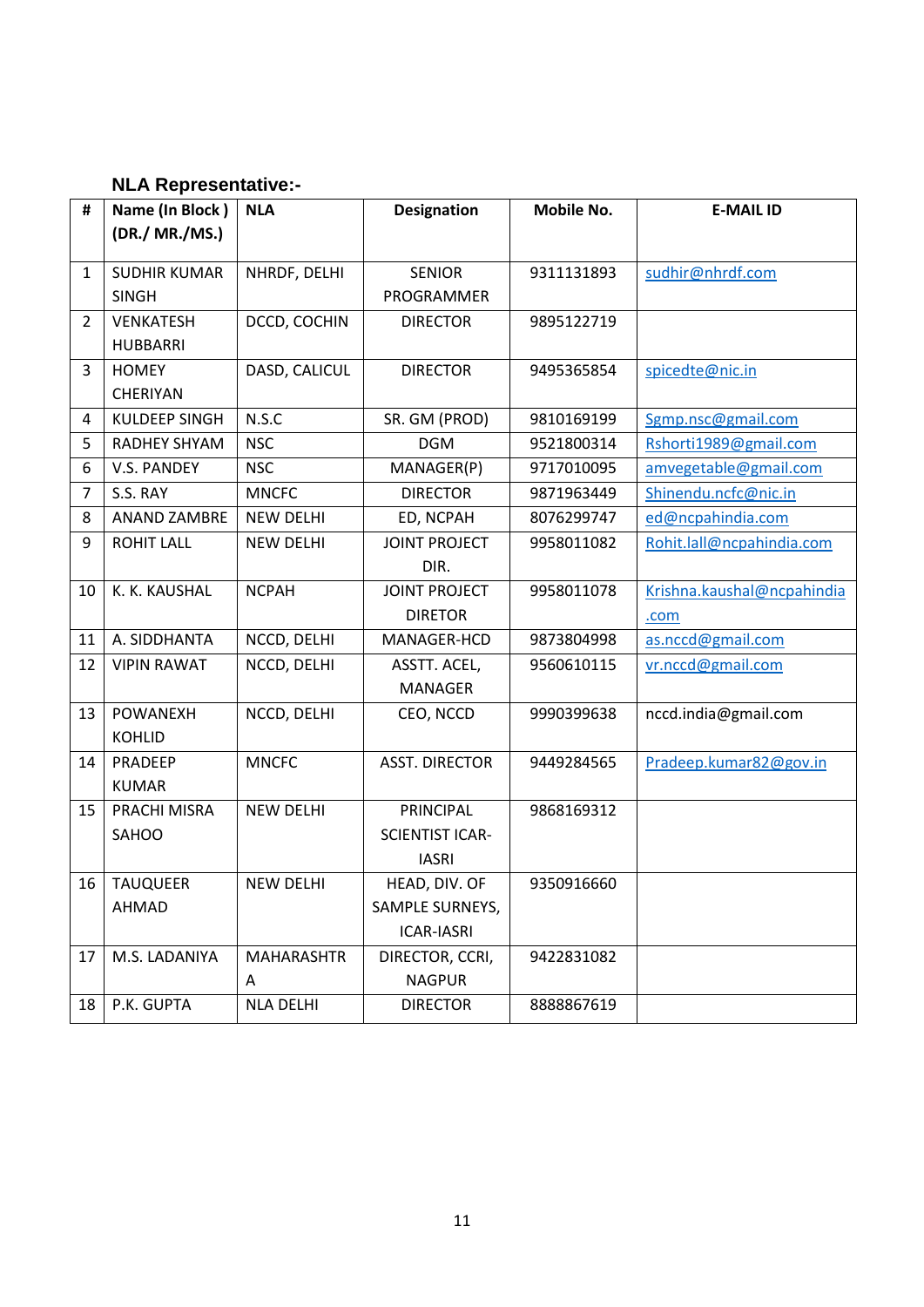### NLA Representative:-

| # | Name (In Block ) (DR./ MR./MS.) | NLA | Designation | Mobile No. | E-MAIL ID |
|---|---|---|---|---|---|
| 1 | SUDHIR KUMAR SINGH | NHRDF, DELHI | SENIOR PROGRAMMER | 9311131893 | sudhir@nhrdf.com |
| 2 | VENKATESH HUBBARRI | DCCD, COCHIN | DIRECTOR | 9895122719 | |
| 3 | HOMEY CHERIYAN | DASD, CALICUL | DIRECTOR | 9495365854 | spicedte@nic.in |
| 4 | KULDEEP SINGH | N.S.C | SR. GM (PROD) | 9810169199 | Sgmp.nsc@gmail.com |
| 5 | RADHEY SHYAM | NSC | DGM | 9521800314 | Rshorti1989@gmail.com |
| 6 | V.S. PANDEY | NSC | MANAGER(P) | 9717010095 | amvegetable@gmail.com |
| 7 | S.S. RAY | MNCFC | DIRECTOR | 9871963449 | Shinendu.ncfc@nic.in |
| 8 | ANAND ZAMBRE | NEW DELHI | ED, NCPAH | 8076299747 | ed@ncpahindia.com |
| 9 | ROHIT LALL | NEW DELHI | JOINT PROJECT DIR. | 9958011082 | Rohit.lall@ncpahindia.com |
| 10 | K. K. KAUSHAL | NCPAH | JOINT PROJECT DIRETOR | 9958011078 | Krishna.kaushal@ncpahindia.com |
| 11 | A. SIDDHANTA | NCCD, DELHI | MANAGER-HCD | 9873804998 | as.nccd@gmail.com |
| 12 | VIPIN RAWAT | NCCD, DELHI | ASSTT. ACEL, MANAGER | 9560610115 | vr.nccd@gmail.com |
| 13 | POWANEXH KOHLID | NCCD, DELHI | CEO, NCCD | 9990399638 | nccd.india@gmail.com |
| 14 | PRADEEP KUMAR | MNCFC | ASST. DIRECTOR | 9449284565 | Pradeep.kumar82@gov.in |
| 15 | PRACHI MISRA SAHOO | NEW DELHI | PRINCIPAL SCIENTIST ICAR-IASRI | 9868169312 | |
| 16 | TAUQUEER AHMAD | NEW DELHI | HEAD, DIV. OF SAMPLE SURNEYS, ICAR-IASRI | 9350916660 | |
| 17 | M.S. LADANIYA | MAHARASHTRA | DIRECTOR, CCRI, NAGPUR | 9422831082 | |
| 18 | P.K. GUPTA | NLA DELHI | DIRECTOR | 8888867619 | |